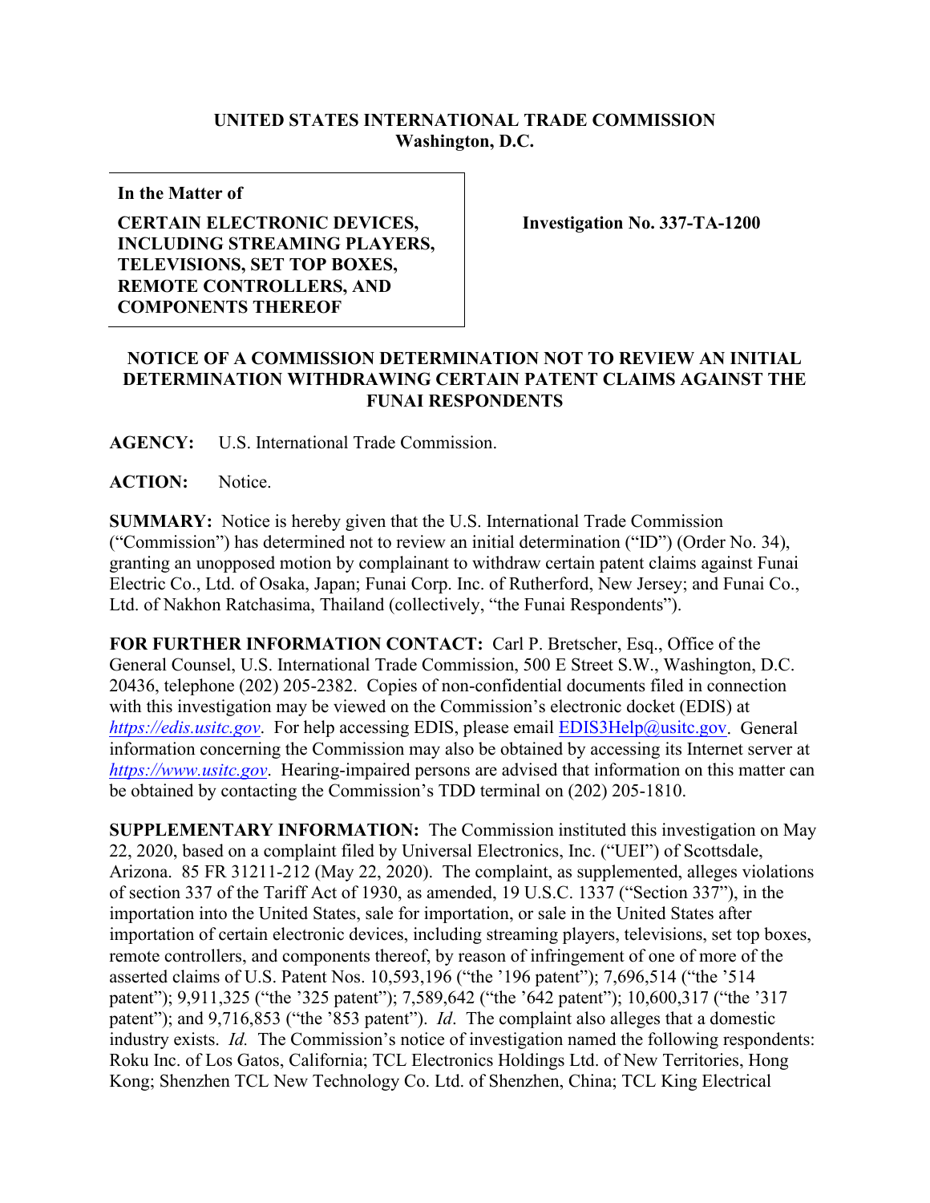**UNITED STATES INTERNATIONAL TRADE COMMISSION**
**Washington, D.C.**

| **In the Matter of**<br><br>**CERTAIN ELECTRONIC DEVICES, INCLUDING STREAMING PLAYERS, TELEVISIONS, SET TOP BOXES, REMOTE CONTROLLERS, AND COMPONENTS THEREOF** | **Investigation No. 337-TA-1200** |
| --- | --- |

**NOTICE OF A COMMISSION DETERMINATION NOT TO REVIEW AN INITIAL DETERMINATION WITHDRAWING CERTAIN PATENT CLAIMS AGAINST THE FUNAI RESPONDENTS**

**AGENCY:** U.S. International Trade Commission.

**ACTION:** Notice.

**SUMMARY:** Notice is hereby given that the U.S. International Trade Commission ("Commission") has determined not to review an initial determination ("ID") (Order No. 34), granting an unopposed motion by complainant to withdraw certain patent claims against Funai Electric Co., Ltd. of Osaka, Japan; Funai Corp. Inc. of Rutherford, New Jersey; and Funai Co., Ltd. of Nakhon Ratchasima, Thailand (collectively, "the Funai Respondents").

**FOR FURTHER INFORMATION CONTACT:** Carl P. Bretscher, Esq., Office of the General Counsel, U.S. International Trade Commission, 500 E Street S.W., Washington, D.C. 20436, telephone (202) 205-2382. Copies of non-confidential documents filed in connection with this investigation may be viewed on the Commission's electronic docket (EDIS) at *https://edis.usitc.gov*. For help accessing EDIS, please email EDIS3Help@usitc.gov. General information concerning the Commission may also be obtained by accessing its Internet server at *https://www.usitc.gov*. Hearing-impaired persons are advised that information on this matter can be obtained by contacting the Commission's TDD terminal on (202) 205-1810.

**SUPPLEMENTARY INFORMATION:** The Commission instituted this investigation on May 22, 2020, based on a complaint filed by Universal Electronics, Inc. ("UEI") of Scottsdale, Arizona. 85 FR 31211-212 (May 22, 2020). The complaint, as supplemented, alleges violations of section 337 of the Tariff Act of 1930, as amended, 19 U.S.C. 1337 ("Section 337"), in the importation into the United States, sale for importation, or sale in the United States after importation of certain electronic devices, including streaming players, televisions, set top boxes, remote controllers, and components thereof, by reason of infringement of one of more of the asserted claims of U.S. Patent Nos. 10,593,196 ("the '196 patent"); 7,696,514 ("the '514 patent"); 9,911,325 ("the '325 patent"); 7,589,642 ("the '642 patent"); 10,600,317 ("the '317 patent"); and 9,716,853 ("the '853 patent"). *Id*. The complaint also alleges that a domestic industry exists. *Id.* The Commission's notice of investigation named the following respondents: Roku Inc. of Los Gatos, California; TCL Electronics Holdings Ltd. of New Territories, Hong Kong; Shenzhen TCL New Technology Co. Ltd. of Shenzhen, China; TCL King Electrical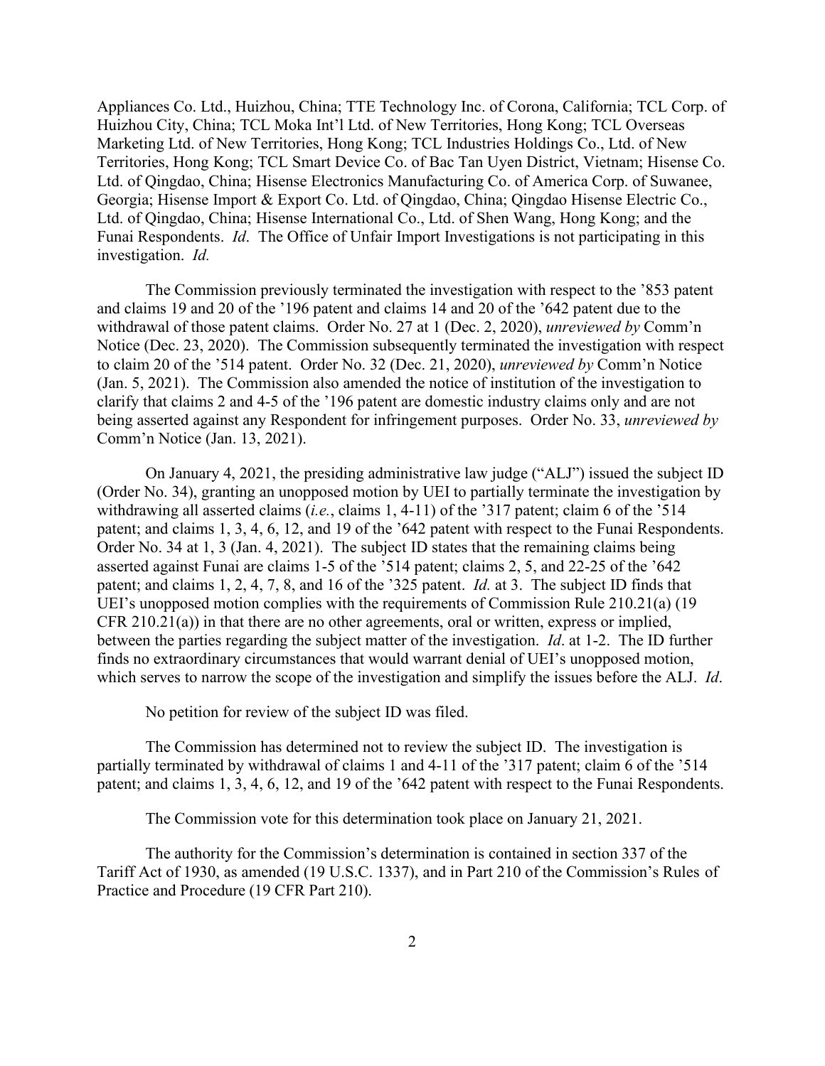Appliances Co. Ltd., Huizhou, China; TTE Technology Inc. of Corona, California; TCL Corp. of Huizhou City, China; TCL Moka Int'l Ltd. of New Territories, Hong Kong; TCL Overseas Marketing Ltd. of New Territories, Hong Kong; TCL Industries Holdings Co., Ltd. of New Territories, Hong Kong; TCL Smart Device Co. of Bac Tan Uyen District, Vietnam; Hisense Co. Ltd. of Qingdao, China; Hisense Electronics Manufacturing Co. of America Corp. of Suwanee, Georgia; Hisense Import & Export Co. Ltd. of Qingdao, China; Qingdao Hisense Electric Co., Ltd. of Qingdao, China; Hisense International Co., Ltd. of Shen Wang, Hong Kong; and the Funai Respondents. *Id*. The Office of Unfair Import Investigations is not participating in this investigation. *Id.*

The Commission previously terminated the investigation with respect to the '853 patent and claims 19 and 20 of the '196 patent and claims 14 and 20 of the '642 patent due to the withdrawal of those patent claims. Order No. 27 at 1 (Dec. 2, 2020), *unreviewed by* Comm'n Notice (Dec. 23, 2020). The Commission subsequently terminated the investigation with respect to claim 20 of the '514 patent. Order No. 32 (Dec. 21, 2020), *unreviewed by* Comm'n Notice (Jan. 5, 2021). The Commission also amended the notice of institution of the investigation to clarify that claims 2 and 4-5 of the '196 patent are domestic industry claims only and are not being asserted against any Respondent for infringement purposes. Order No. 33, *unreviewed by* Comm'n Notice (Jan. 13, 2021).

On January 4, 2021, the presiding administrative law judge ("ALJ") issued the subject ID (Order No. 34), granting an unopposed motion by UEI to partially terminate the investigation by withdrawing all asserted claims (*i.e.*, claims 1, 4-11) of the '317 patent; claim 6 of the '514 patent; and claims 1, 3, 4, 6, 12, and 19 of the '642 patent with respect to the Funai Respondents. Order No. 34 at 1, 3 (Jan. 4, 2021). The subject ID states that the remaining claims being asserted against Funai are claims 1-5 of the '514 patent; claims 2, 5, and 22-25 of the '642 patent; and claims 1, 2, 4, 7, 8, and 16 of the '325 patent. *Id.* at 3. The subject ID finds that UEI's unopposed motion complies with the requirements of Commission Rule 210.21(a) (19 CFR 210.21(a)) in that there are no other agreements, oral or written, express or implied, between the parties regarding the subject matter of the investigation. *Id*. at 1-2. The ID further finds no extraordinary circumstances that would warrant denial of UEI's unopposed motion, which serves to narrow the scope of the investigation and simplify the issues before the ALJ. *Id*.

No petition for review of the subject ID was filed.

The Commission has determined not to review the subject ID. The investigation is partially terminated by withdrawal of claims 1 and 4-11 of the '317 patent; claim 6 of the '514 patent; and claims 1, 3, 4, 6, 12, and 19 of the '642 patent with respect to the Funai Respondents.

The Commission vote for this determination took place on January 21, 2021.

The authority for the Commission's determination is contained in section 337 of the Tariff Act of 1930, as amended (19 U.S.C. 1337), and in Part 210 of the Commission's Rules of Practice and Procedure (19 CFR Part 210).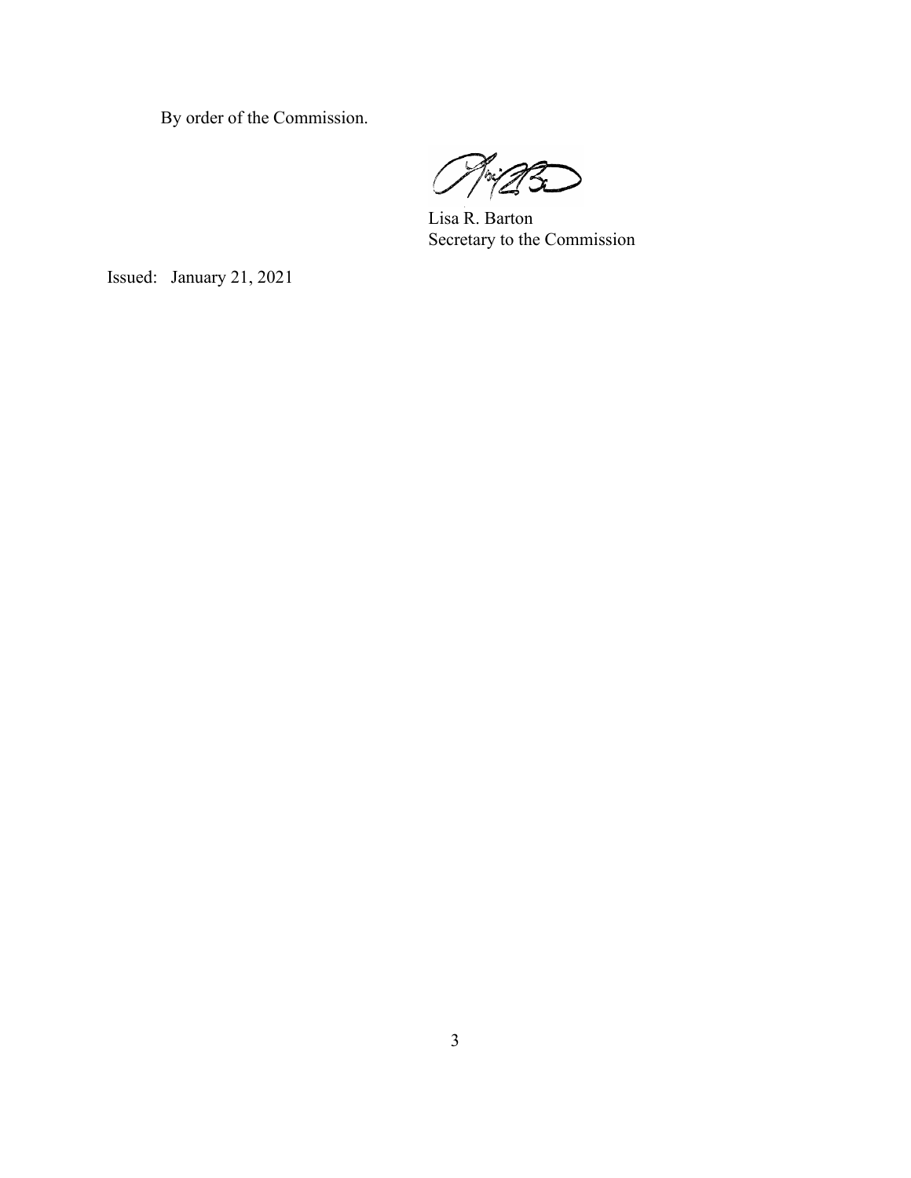By order of the Commission.

Lisa R. Barton
Secretary to the Commission

Issued: January 21, 2021